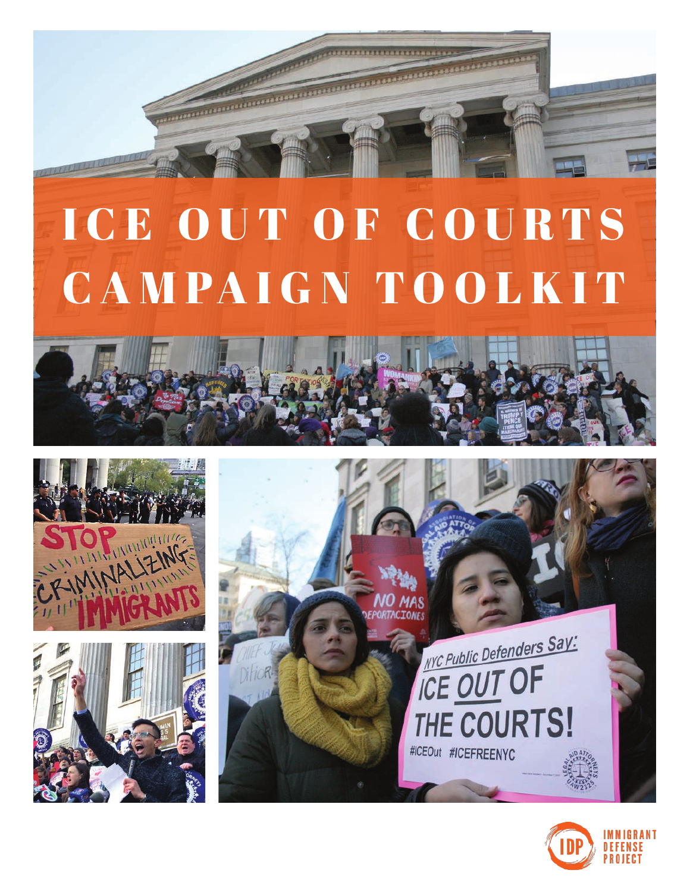# ICE OUT OF COURTS CAMPAIGN TOOLKIT

IMMIGRANT DEFENSE PROJECT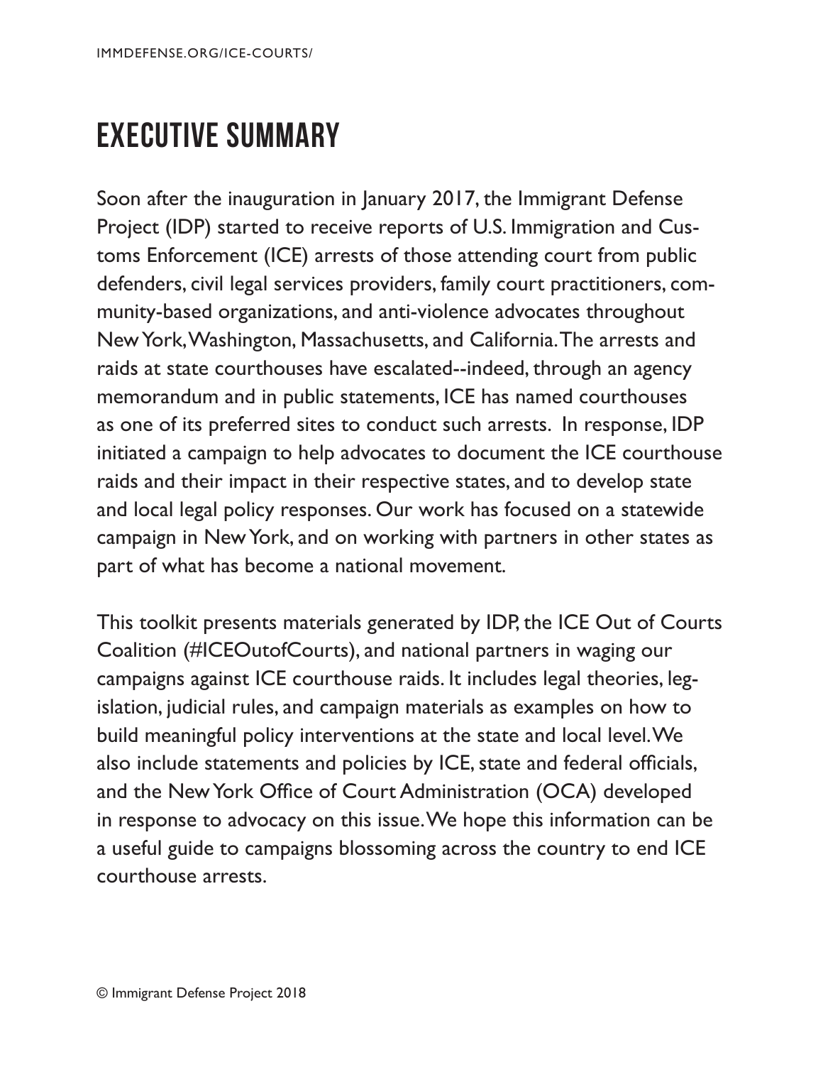# EXECUTIVE SUMMARY

Soon after the inauguration in January 2017, the Immigrant Defense Project (IDP) started to receive reports of U.S. Immigration and Customs Enforcement (ICE) arrests of those attending court from public defenders, civil legal services providers, family court practitioners, community-based organizations, and anti-violence advocates throughout New York, Washington, Massachusetts, and California. The arrests and raids at state courthouses have escalated--indeed, through an agency memorandum and in public statements, ICE has named courthouses as one of its preferred sites to conduct such arrests. In response, IDP initiated a campaign to help advocates to document the ICE courthouse raids and their impact in their respective states, and to develop state and local legal policy responses. Our work has focused on a statewide campaign in New York, and on working with partners in other states as part of what has become a national movement.

This toolkit presents materials generated by IDP, the ICE Out of Courts Coalition (#ICEOutofCourts), and national partners in waging our campaigns against ICE courthouse raids. It includes legal theories, legislation, judicial rules, and campaign materials as examples on how to build meaningful policy interventions at the state and local level. We also include statements and policies by ICE, state and federal officials, and the New York Office of Court Administration (OCA) developed in response to advocacy on this issue. We hope this information can be a useful guide to campaigns blossoming across the country to end ICE courthouse arrests.

© Immigrant Defense Project 2018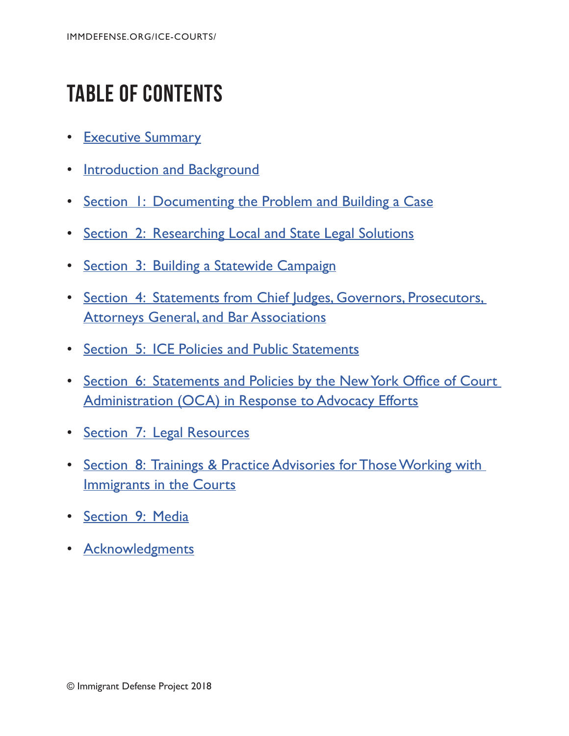# TABLE OF CONTENTS

- Executive Summary
- Introduction and Background
- Section 1: Documenting the Problem and Building a Case
- Section 2: Researching Local and State Legal Solutions
- Section 3: Building a Statewide Campaign
- Section 4: Statements from Chief Judges, Governors, Prosecutors, Attorneys General, and Bar Associations
- Section 5: ICE Policies and Public Statements
- Section 6: Statements and Policies by the New York Office of Court Administration (OCA) in Response to Advocacy Efforts
- Section 7: Legal Resources
- Section 8: Trainings & Practice Advisories for Those Working with Immigrants in the Courts
- Section 9: Media
- Acknowledgments

© Immigrant Defense Project 2018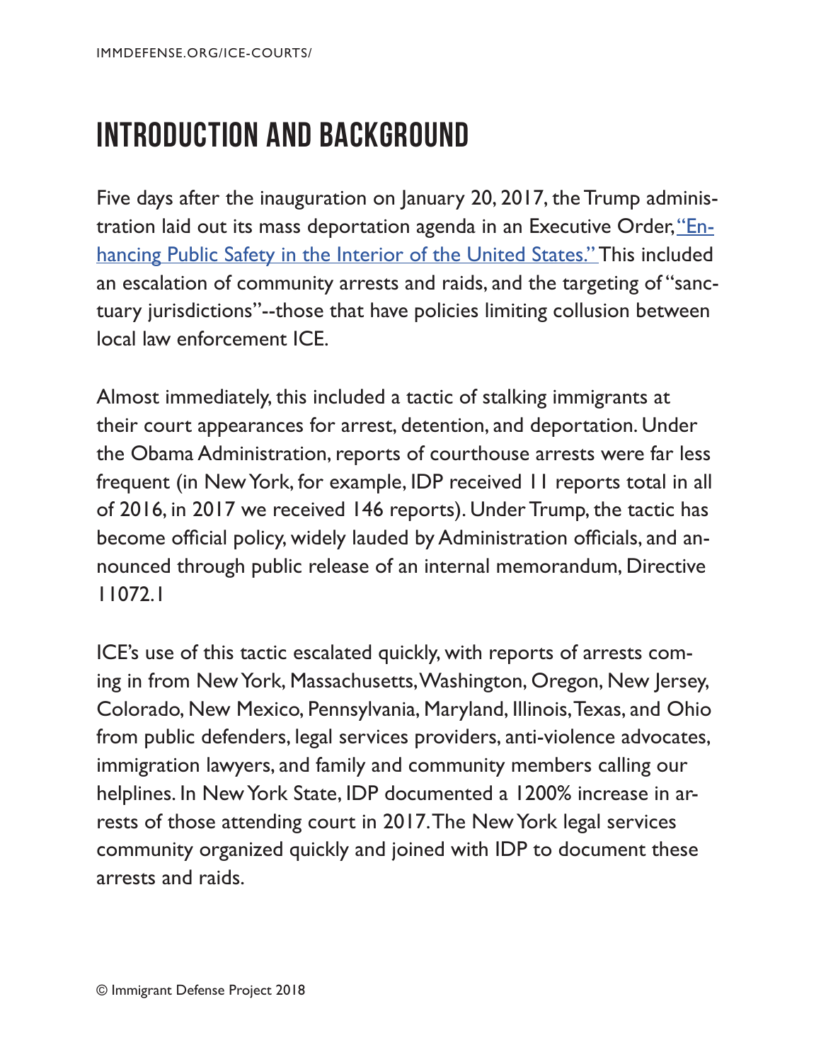# INTRODUCTION AND BACKGROUND

Five days after the inauguration on January 20, 2017, the Trump administration laid out its mass deportation agenda in an Executive Order, ["Enhancing Public Safety in the Interior of the United States."]() This included an escalation of community arrests and raids, and the targeting of "sanctuary jurisdictions"--those that have policies limiting collusion between local law enforcement ICE.

Almost immediately, this included a tactic of stalking immigrants at their court appearances for arrest, detention, and deportation. Under the Obama Administration, reports of courthouse arrests were far less frequent (in New York, for example, IDP received 11 reports total in all of 2016, in 2017 we received 146 reports). Under Trump, the tactic has become official policy, widely lauded by Administration officials, and announced through public release of an internal memorandum, Directive 11072.1

ICE's use of this tactic escalated quickly, with reports of arrests coming in from New York, Massachusetts, Washington, Oregon, New Jersey, Colorado, New Mexico, Pennsylvania, Maryland, Illinois, Texas, and Ohio from public defenders, legal services providers, anti-violence advocates, immigration lawyers, and family and community members calling our helplines. In New York State, IDP documented a 1200% increase in arrests of those attending court in 2017. The New York legal services community organized quickly and joined with IDP to document these arrests and raids.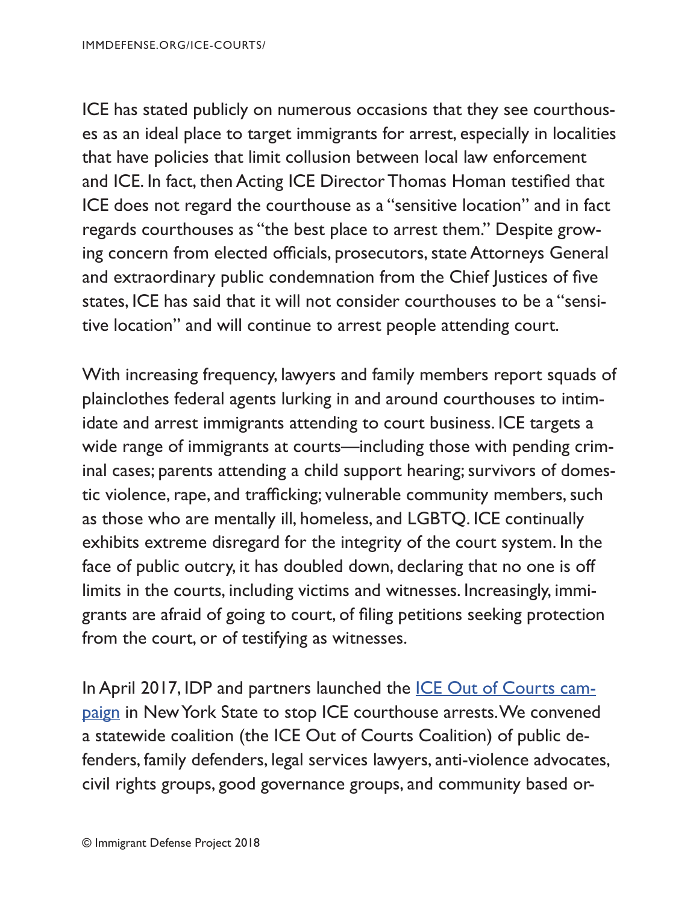ICE has stated publicly on numerous occasions that they see courthouses as an ideal place to target immigrants for arrest, especially in localities that have policies that limit collusion between local law enforcement and ICE. In fact, then Acting ICE Director Thomas Homan testified that ICE does not regard the courthouse as a "sensitive location" and in fact regards courthouses as "the best place to arrest them." Despite growing concern from elected officials, prosecutors, state Attorneys General and extraordinary public condemnation from the Chief Justices of five states, ICE has said that it will not consider courthouses to be a "sensitive location" and will continue to arrest people attending court.

With increasing frequency, lawyers and family members report squads of plainclothes federal agents lurking in and around courthouses to intimidate and arrest immigrants attending to court business. ICE targets a wide range of immigrants at courts—including those with pending criminal cases; parents attending a child support hearing; survivors of domestic violence, rape, and trafficking; vulnerable community members, such as those who are mentally ill, homeless, and LGBTQ. ICE continually exhibits extreme disregard for the integrity of the court system. In the face of public outcry, it has doubled down, declaring that no one is off limits in the courts, including victims and witnesses. Increasingly, immigrants are afraid of going to court, of filing petitions seeking protection from the court, or of testifying as witnesses.

In April 2017, IDP and partners launched the [ICE Out of Courts campaign]() in New York State to stop ICE courthouse arrests. We convened a statewide coalition (the ICE Out of Courts Coalition) of public defenders, family defenders, legal services lawyers, anti-violence advocates, civil rights groups, good governance groups, and community based or-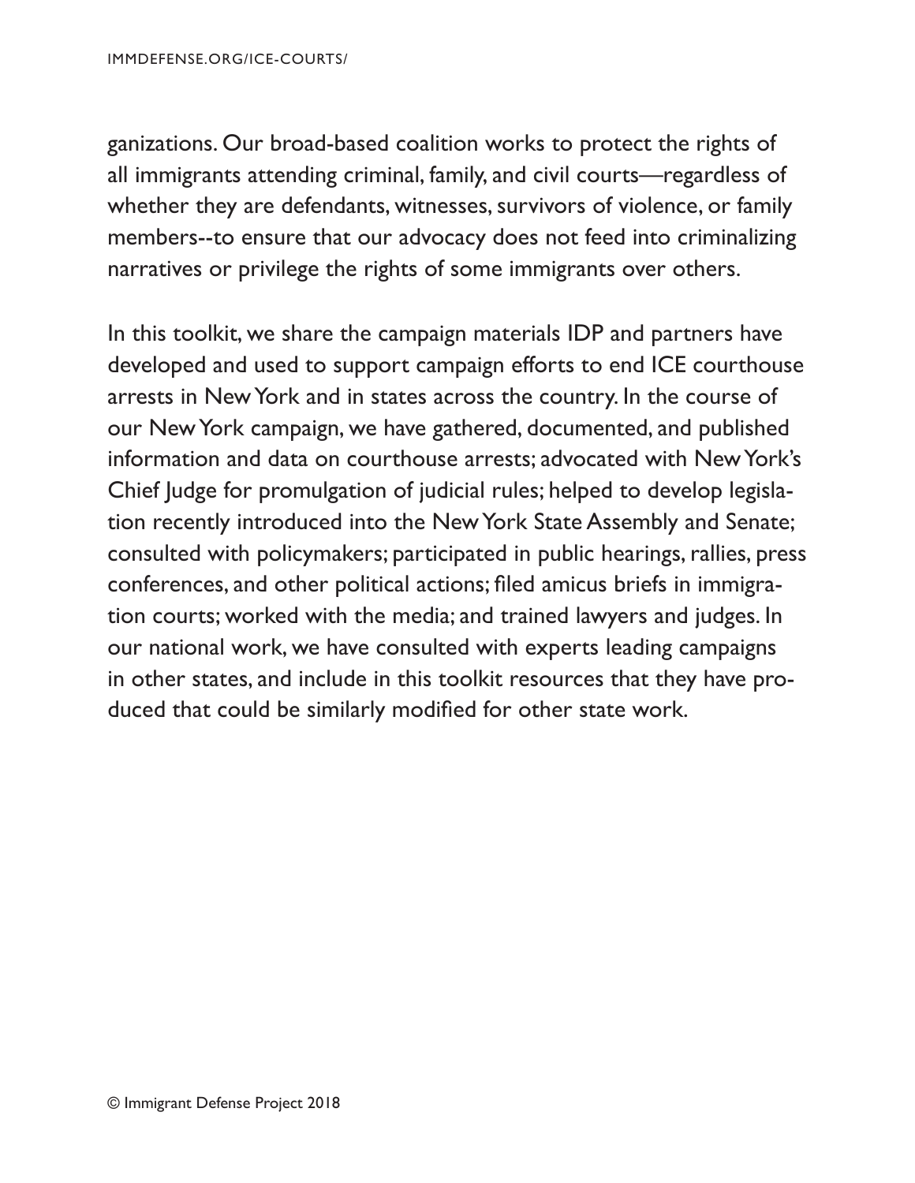ganizations. Our broad-based coalition works to protect the rights of all immigrants attending criminal, family, and civil courts—regardless of whether they are defendants, witnesses, survivors of violence, or family members--to ensure that our advocacy does not feed into criminalizing narratives or privilege the rights of some immigrants over others.

In this toolkit, we share the campaign materials IDP and partners have developed and used to support campaign efforts to end ICE courthouse arrests in New York and in states across the country. In the course of our New York campaign, we have gathered, documented, and published information and data on courthouse arrests; advocated with New York's Chief Judge for promulgation of judicial rules; helped to develop legislation recently introduced into the New York State Assembly and Senate; consulted with policymakers; participated in public hearings, rallies, press conferences, and other political actions; filed amicus briefs in immigration courts; worked with the media; and trained lawyers and judges. In our national work, we have consulted with experts leading campaigns in other states, and include in this toolkit resources that they have produced that could be similarly modified for other state work.

© Immigrant Defense Project 2018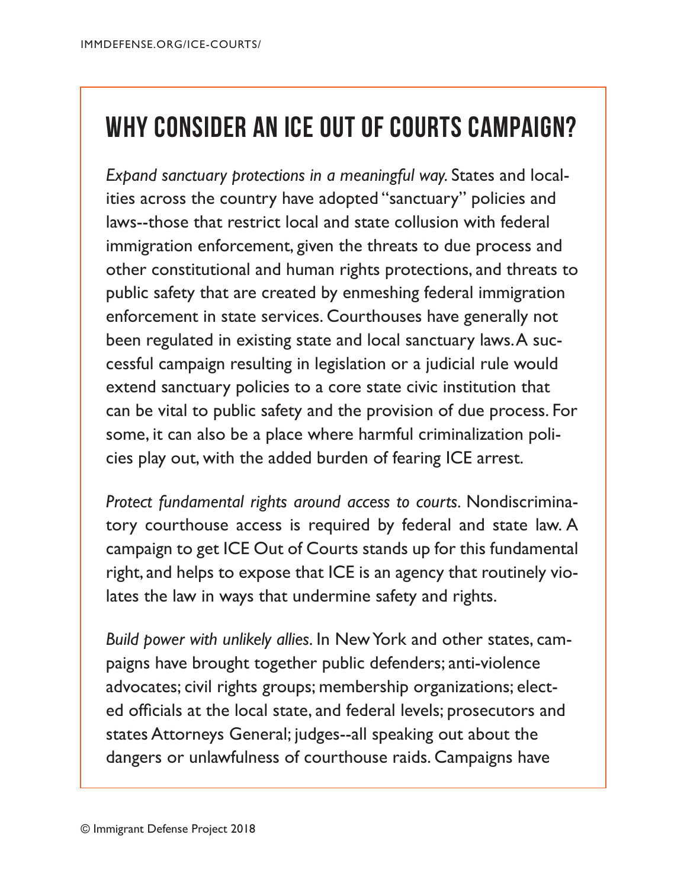## WHY CONSIDER AN ICE OUT OF COURTS CAMPAIGN?

*Expand sanctuary protections in a meaningful way.* States and localities across the country have adopted "sanctuary" policies and laws--those that restrict local and state collusion with federal immigration enforcement, given the threats to due process and other constitutional and human rights protections, and threats to public safety that are created by enmeshing federal immigration enforcement in state services. Courthouses have generally not been regulated in existing state and local sanctuary laws. A successful campaign resulting in legislation or a judicial rule would extend sanctuary policies to a core state civic institution that can be vital to public safety and the provision of due process. For some, it can also be a place where harmful criminalization policies play out, with the added burden of fearing ICE arrest.

*Protect fundamental rights around access to courts.* Nondiscriminatory courthouse access is required by federal and state law. A campaign to get ICE Out of Courts stands up for this fundamental right, and helps to expose that ICE is an agency that routinely violates the law in ways that undermine safety and rights.

*Build power with unlikely allies.* In New York and other states, campaigns have brought together public defenders; anti-violence advocates; civil rights groups; membership organizations; elected officials at the local state, and federal levels; prosecutors and states Attorneys General; judges--all speaking out about the dangers or unlawfulness of courthouse raids. Campaigns have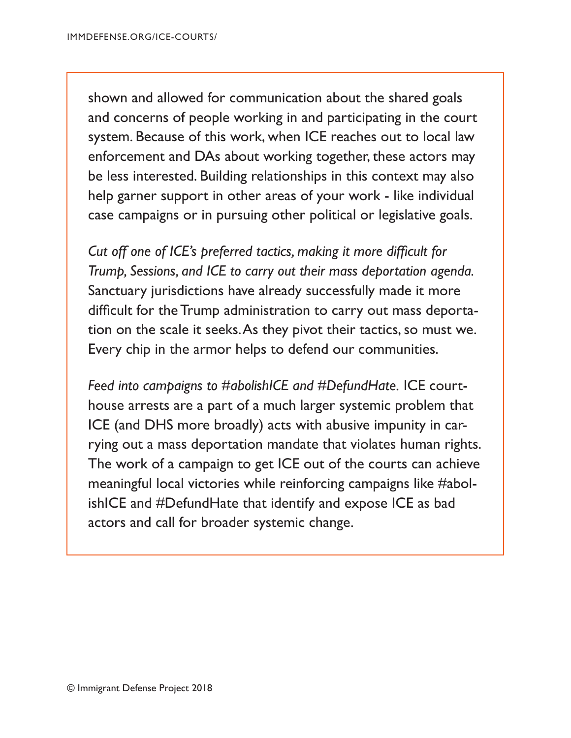shown and allowed for communication about the shared goals and concerns of people working in and participating in the court system. Because of this work, when ICE reaches out to local law enforcement and DAs about working together, these actors may be less interested. Building relationships in this context may also help garner support in other areas of your work - like individual case campaigns or in pursuing other political or legislative goals.

*Cut off one of ICE's preferred tactics, making it more difficult for Trump, Sessions, and ICE to carry out their mass deportation agenda.* Sanctuary jurisdictions have already successfully made it more difficult for the Trump administration to carry out mass deportation on the scale it seeks. As they pivot their tactics, so must we. Every chip in the armor helps to defend our communities.

*Feed into campaigns to #abolishICE and #DefundHate.* ICE courthouse arrests are a part of a much larger systemic problem that ICE (and DHS more broadly) acts with abusive impunity in carrying out a mass deportation mandate that violates human rights. The work of a campaign to get ICE out of the courts can achieve meaningful local victories while reinforcing campaigns like #abolishICE and #DefundHate that identify and expose ICE as bad actors and call for broader systemic change.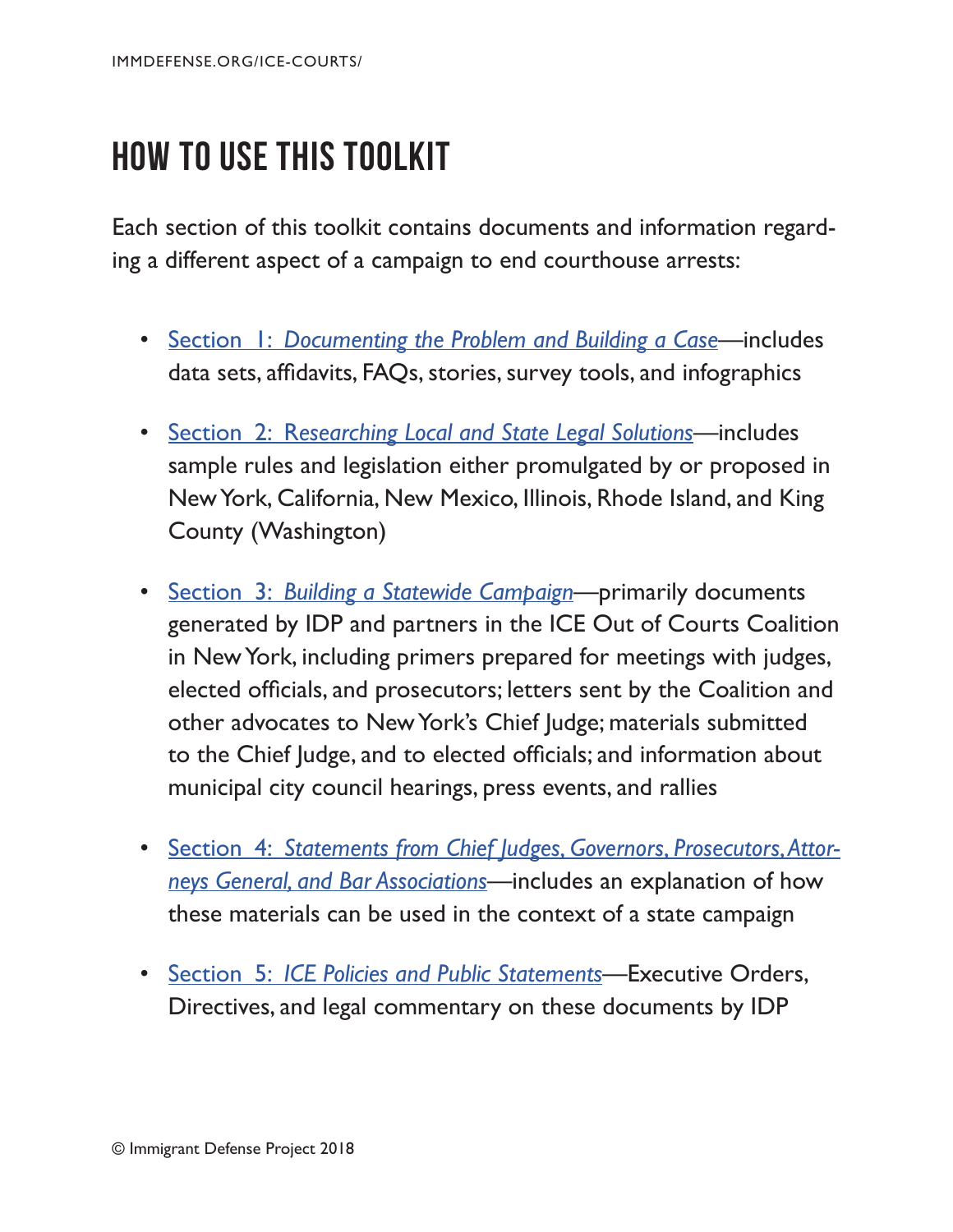# HOW TO USE THIS TOOLKIT

Each section of this toolkit contains documents and information regarding a different aspect of a campaign to end courthouse arrests:

- Section 1: *Documenting the Problem and Building a Case*—includes data sets, affidavits, FAQs, stories, survey tools, and infographics
- Section 2: *Researching Local and State Legal Solutions*—includes sample rules and legislation either promulgated by or proposed in New York, California, New Mexico, Illinois, Rhode Island, and King County (Washington)
- Section 3: *Building a Statewide Campaign*—primarily documents generated by IDP and partners in the ICE Out of Courts Coalition in New York, including primers prepared for meetings with judges, elected officials, and prosecutors; letters sent by the Coalition and other advocates to New York's Chief Judge; materials submitted to the Chief Judge, and to elected officials; and information about municipal city council hearings, press events, and rallies
- Section 4: *Statements from Chief Judges, Governors, Prosecutors, Attorneys General, and Bar Associations*—includes an explanation of how these materials can be used in the context of a state campaign
- Section 5: *ICE Policies and Public Statements*—Executive Orders, Directives, and legal commentary on these documents by IDP

© Immigrant Defense Project 2018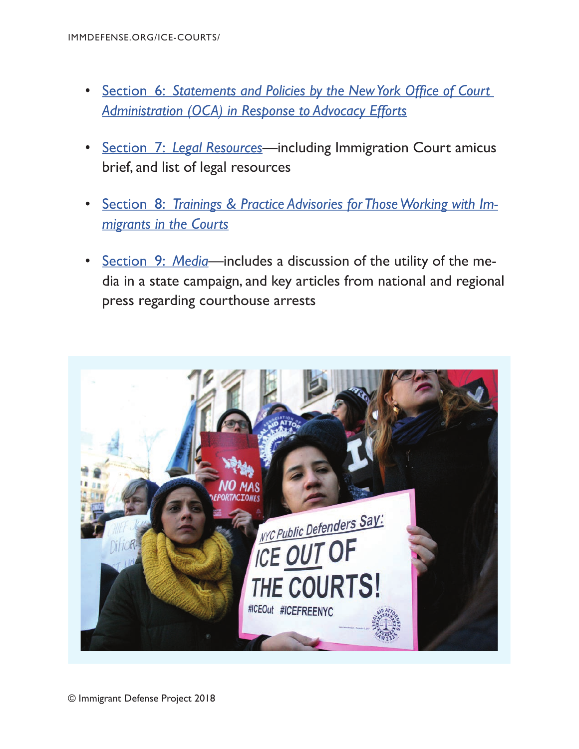- [Section 6: *Statements and Policies by the New York Office of Court Administration (OCA) in Response to Advocacy Efforts*]

- [Section 7: *Legal Resources*]—including Immigration Court amicus brief, and list of legal resources

- [Section 8: *Trainings & Practice Advisories for Those Working with Immigrants in the Courts*]

- [Section 9: *Media*]—includes a discussion of the utility of the media in a state campaign, and key articles from national and regional press regarding courthouse arrests

© Immigrant Defense Project 2018